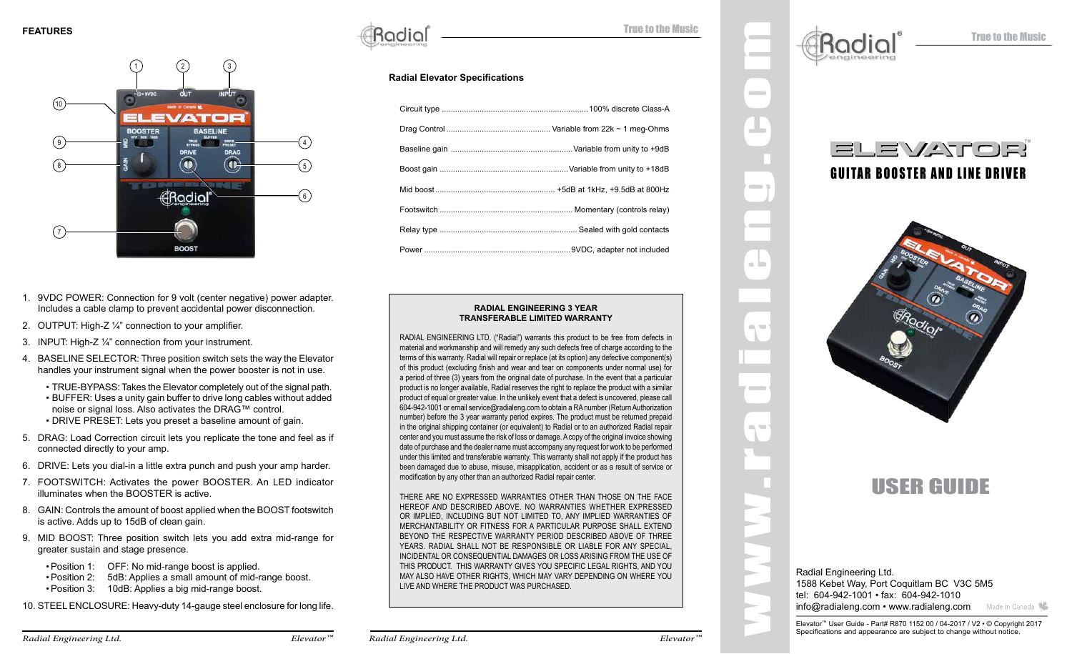## FEATURES

1. 9VDC POWER: Connection for 9 volt (center negative) power adapter. Includes a cable clamp to prevent accidental power disconnection.
2. OUTPUT: High-Z ¼" connection to your amplifier.
3. INPUT: High-Z ¼" connection from your instrument.
4. BASELINE SELECTOR: Three position switch sets the way the Elevator handles your instrument signal when the power booster is not in use.
   - TRUE-BYPASS: Takes the Elevator completely out of the signal path.
   - BUFFER: Uses a unity gain buffer to drive long cables without added noise or signal loss. Also activates the DRAG™ control.
   - DRIVE PRESET: Lets you preset a baseline amount of gain.
5. DRAG: Load Correction circuit lets you replicate the tone and feel as if connected directly to your amp.
6. DRIVE: Lets you dial-in a little extra punch and push your amp harder.
7. FOOTSWITCH: Activates the power BOOSTER. An LED indicator illuminates when the BOOSTER is active.
8. GAIN: Controls the amount of boost applied when the BOOST footswitch is active. Adds up to 15dB of clean gain.
9. MID BOOST: Three position switch lets you add extra mid-range for greater sustain and stage presence.
   - Position 1: OFF: No mid-range boost is applied.
   - Position 2: 5dB: Applies a small amount of mid-range boost.
   - Position 3: 10dB: Applies a big mid-range boost.
10. STEEL ENCLOSURE: Heavy-duty 14-gauge steel enclosure for long life.

## Radial Elevator Specifications

| | |
|---|---|
| Circuit type | 100% discrete Class-A |
| Drag Control | Variable from 22k ~ 1 meg-Ohms |
| Baseline gain | Variable from unity to +9dB |
| Boost gain | Variable from unity to +18dB |
| Mid boost | +5dB at 1kHz, +9.5dB at 800Hz |
| Footswitch | Momentary (controls relay) |
| Relay type | Sealed with gold contacts |
| Power | 9VDC, adapter not included |

### RADIAL ENGINEERING 3 YEAR TRANSFERABLE LIMITED WARRANTY

RADIAL ENGINEERING LTD. ("Radial") warrants this product to be free from defects in material and workmanship and will remedy any such defects free of charge according to the terms of this warranty. Radial will repair or replace (at its option) any defective component(s) of this product (excluding finish and wear and tear on components under normal use) for a period of three (3) years from the original date of purchase. In the event that a particular product is no longer available, Radial reserves the right to replace the product with a similar product of equal or greater value. In the unlikely event that a defect is uncovered, please call 604-942-1001 or email service@radialeng.com to obtain a RA number (Return Authorization number) before the 3 year warranty period expires. The product must be returned prepaid in the original shipping container (or equivalent) to Radial or to an authorized Radial repair center and you must assume the risk of loss or damage. A copy of the original invoice showing date of purchase and the dealer name must accompany any request for work to be performed under this limited and transferable warranty. This warranty shall not apply if the product has been damaged due to abuse, misuse, misapplication, accident or as a result of service or modification by any other than an authorized Radial repair center.

THERE ARE NO EXPRESSED WARRANTIES OTHER THAN THOSE ON THE FACE HEREOF AND DESCRIBED ABOVE. NO WARRANTIES WHETHER EXPRESSED OR IMPLIED, INCLUDING BUT NOT LIMITED TO, ANY IMPLIED WARRANTIES OF MERCHANTABILITY OR FITNESS FOR A PARTICULAR PURPOSE SHALL EXTEND BEYOND THE RESPECTIVE WARRANTY PERIOD DESCRIBED ABOVE OF THREE YEARS. RADIAL SHALL NOT BE RESPONSIBLE OR LIABLE FOR ANY SPECIAL, INCIDENTAL OR CONSEQUENTIAL DAMAGES OR LOSS ARISING FROM THE USE OF THIS PRODUCT. THIS WARRANTY GIVES YOU SPECIFIC LEGAL RIGHTS, AND YOU MAY ALSO HAVE OTHER RIGHTS, WHICH MAY VARY DEPENDING ON WHERE YOU LIVE AND WHERE THE PRODUCT WAS PURCHASED.

www.radialeng.com

True to the Music

# ELEVATOR™

## GUITAR BOOSTER AND LINE DRIVER

# USER GUIDE

Radial Engineering Ltd.
1588 Kebet Way, Port Coquitlam BC V3C 5M5
tel: 604-942-1001 • fax: 604-942-1010
info@radialeng.com • www.radialeng.com

Made in Canada

Elevator™ User Guide - Part# R870 1152 00 / 04-2017 / V2 • © Copyright 2017
Specifications and appearance are subject to change without notice.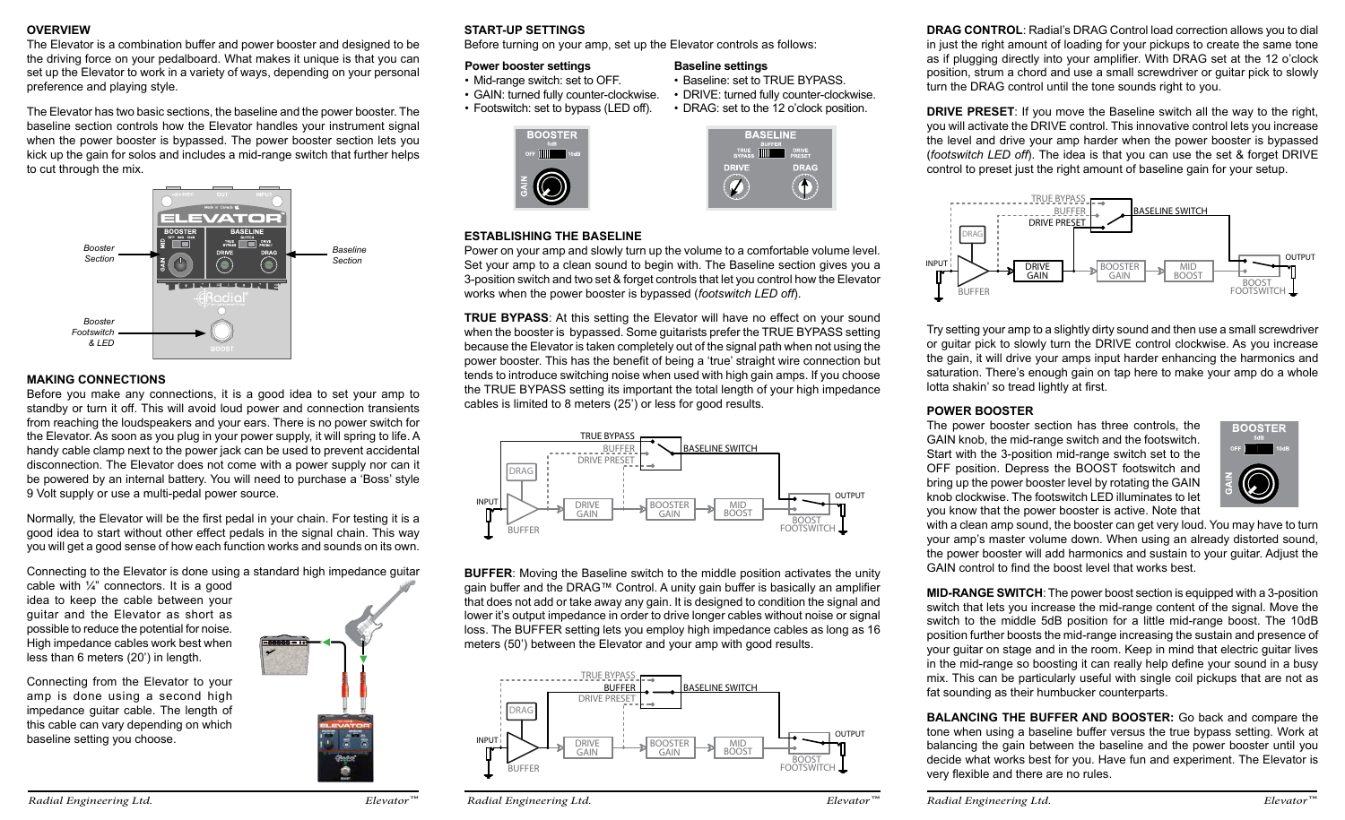## OVERVIEW

The Elevator is a combination buffer and power booster and designed to be the driving force on your pedalboard. What makes it unique is that you can set up the Elevator to work in a variety of ways, depending on your personal preference and playing style.

The Elevator has two basic sections, the baseline and the power booster. The baseline section controls how the Elevator handles your instrument signal when the power booster is bypassed. The power booster section lets you kick up the gain for solos and includes a mid-range switch that further helps to cut through the mix.

Booster Section

Baseline Section

Booster Footswitch & LED

## MAKING CONNECTIONS

Before you make any connections, it is a good idea to set your amp to standby or turn it off. This will avoid loud power and connection transients from reaching the loudspeakers and your ears. There is no power switch for the Elevator. As soon as you plug in your power supply, it will spring to life. A handy cable clamp next to the power jack can be used to prevent accidental disconnection. The Elevator does not come with a power supply nor can it be powered by an internal battery. You will need to purchase a 'Boss' style 9 Volt supply or use a multi-pedal power source.

Normally, the Elevator will be the first pedal in your chain. For testing it is a good idea to start without other effect pedals in the signal chain. This way you will get a good sense of how each function works and sounds on its own.

Connecting to the Elevator is done using a standard high impedance guitar cable with ¼" connectors. It is a good idea to keep the cable between your guitar and the Elevator as short as possible to reduce the potential for noise. High impedance cables work best when less than 6 meters (20') in length.

Connecting from the Elevator to your amp is done using a second high impedance guitar cable. The length of this cable can vary depending on which baseline setting you choose.

## START-UP SETTINGS

Before turning on your amp, set up the Elevator controls as follows:

**Power booster settings**

- Mid-range switch: set to OFF.
- GAIN: turned fully counter-clockwise.
- Footswitch: set to bypass (LED off).

**Baseline settings**

- Baseline: set to TRUE BYPASS.
- DRIVE: turned fully counter-clockwise.
- DRAG: set to the 12 o'clock position.

## ESTABLISHING THE BASELINE

Power on your amp and slowly turn up the volume to a comfortable volume level. Set your amp to a clean sound to begin with. The Baseline section gives you a 3-position switch and two set & forget controls that let you control how the Elevator works when the power booster is bypassed (*footswitch LED off*).

**TRUE BYPASS**: At this setting the Elevator will have no effect on your sound when the booster is bypassed. Some guitarists prefer the TRUE BYPASS setting because the Elevator is taken completely out of the signal path when not using the power booster. This has the benefit of being a 'true' straight wire connection but tends to introduce switching noise when used with high gain amps. If you choose the TRUE BYPASS setting its important the total length of your high impedance cables is limited to 8 meters (25') or less for good results.

**BUFFER**: Moving the Baseline switch to the middle position activates the unity gain buffer and the DRAG™ Control. A unity gain buffer is basically an amplifier that does not add or take away any gain. It is designed to condition the signal and lower it's output impedance in order to drive longer cables without noise or signal loss. The BUFFER setting lets you employ high impedance cables as long as 16 meters (50') between the Elevator and your amp with good results.

**DRAG CONTROL**: Radial's DRAG Control load correction allows you to dial in just the right amount of loading for your pickups to create the same tone as if plugging directly into your amplifier. With DRAG set at the 12 o'clock position, strum a chord and use a small screwdriver or guitar pick to slowly turn the DRAG control until the tone sounds right to you.

**DRIVE PRESET**: If you move the Baseline switch all the way to the right, you will activate the DRIVE control. This innovative control lets you increase the level and drive your amp harder when the power booster is bypassed (*footswitch LED off*). The idea is that you can use the set & forget DRIVE control to preset just the right amount of baseline gain for your setup.

Try setting your amp to a slightly dirty sound and then use a small screwdriver or guitar pick to slowly turn the DRIVE control clockwise. As you increase the gain, it will drive your amps input harder enhancing the harmonics and saturation. There's enough gain on tap here to make your amp do a whole lotta shakin' so tread lightly at first.

## POWER BOOSTER

The power booster section has three controls, the GAIN knob, the mid-range switch and the footswitch. Start with the 3-position mid-range switch set to the OFF position. Depress the BOOST footswitch and bring up the power booster level by rotating the GAIN knob clockwise. The footswitch LED illuminates to let you know that the power booster is active. Note that with a clean amp sound, the booster can get very loud. You may have to turn your amp's master volume down. When using an already distorted sound, the power booster will add harmonics and sustain to your guitar. Adjust the GAIN control to find the boost level that works best.

**MID-RANGE SWITCH**: The power boost section is equipped with a 3-position switch that lets you increase the mid-range content of the signal. Move the switch to the middle 5dB position for a little mid-range boost. The 10dB position further boosts the mid-range increasing the sustain and presence of your guitar on stage and in the room. Keep in mind that electric guitar lives in the mid-range so boosting it can really help define your sound in a busy mix. This can be particularly useful with single coil pickups that are not as fat sounding as their humbucker counterparts.

**BALANCING THE BUFFER AND BOOSTER:** Go back and compare the tone when using a baseline buffer versus the true bypass setting. Work at balancing the gain between the baseline and the power booster until you decide what works best for you. Have fun and experiment. The Elevator is very flexible and there are no rules.